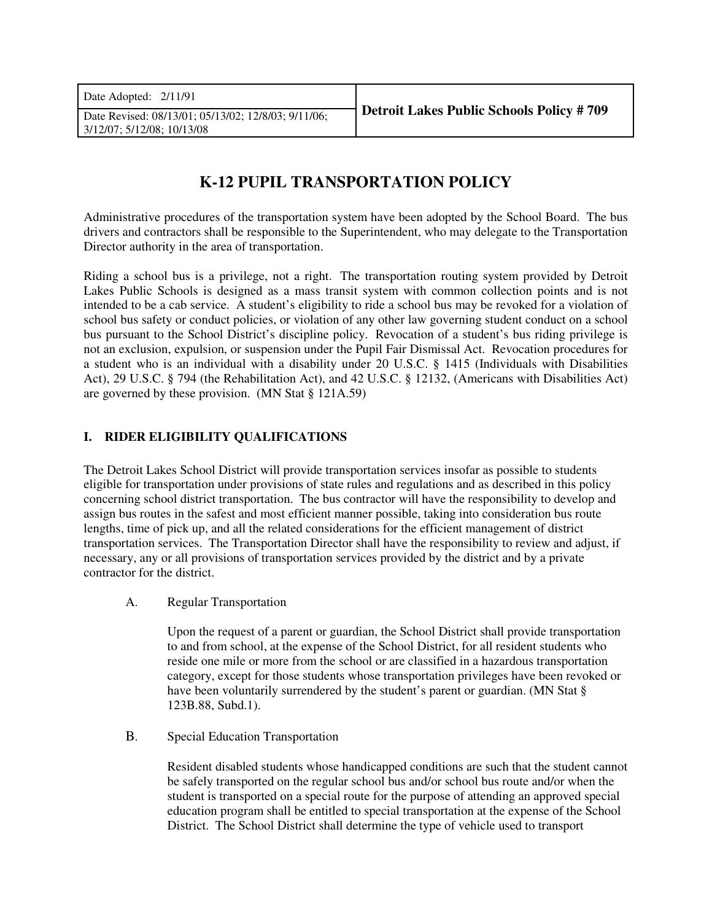| Date Adopted: 2/11/91 | Detroit Lakes Public Schools Policy # 709 |
| --- | --- |
| Date Revised: 08/13/01; 05/13/02; 12/8/03; 9/11/06; 3/12/07; 5/12/08; 10/13/08 | |

# K-12 PUPIL TRANSPORTATION POLICY

Administrative procedures of the transportation system have been adopted by the School Board. The bus drivers and contractors shall be responsible to the Superintendent, who may delegate to the Transportation Director authority in the area of transportation.

Riding a school bus is a privilege, not a right. The transportation routing system provided by Detroit Lakes Public Schools is designed as a mass transit system with common collection points and is not intended to be a cab service. A student's eligibility to ride a school bus may be revoked for a violation of school bus safety or conduct policies, or violation of any other law governing student conduct on a school bus pursuant to the School District's discipline policy. Revocation of a student's bus riding privilege is not an exclusion, expulsion, or suspension under the Pupil Fair Dismissal Act. Revocation procedures for a student who is an individual with a disability under 20 U.S.C. § 1415 (Individuals with Disabilities Act), 29 U.S.C. § 794 (the Rehabilitation Act), and 42 U.S.C. § 12132, (Americans with Disabilities Act) are governed by these provision. (MN Stat § 121A.59)

## I. RIDER ELIGIBILITY QUALIFICATIONS

The Detroit Lakes School District will provide transportation services insofar as possible to students eligible for transportation under provisions of state rules and regulations and as described in this policy concerning school district transportation. The bus contractor will have the responsibility to develop and assign bus routes in the safest and most efficient manner possible, taking into consideration bus route lengths, time of pick up, and all the related considerations for the efficient management of district transportation services. The Transportation Director shall have the responsibility to review and adjust, if necessary, any or all provisions of transportation services provided by the district and by a private contractor for the district.

A. Regular Transportation

Upon the request of a parent or guardian, the School District shall provide transportation to and from school, at the expense of the School District, for all resident students who reside one mile or more from the school or are classified in a hazardous transportation category, except for those students whose transportation privileges have been revoked or have been voluntarily surrendered by the student's parent or guardian. (MN Stat § 123B.88, Subd.1).

B. Special Education Transportation

Resident disabled students whose handicapped conditions are such that the student cannot be safely transported on the regular school bus and/or school bus route and/or when the student is transported on a special route for the purpose of attending an approved special education program shall be entitled to special transportation at the expense of the School District. The School District shall determine the type of vehicle used to transport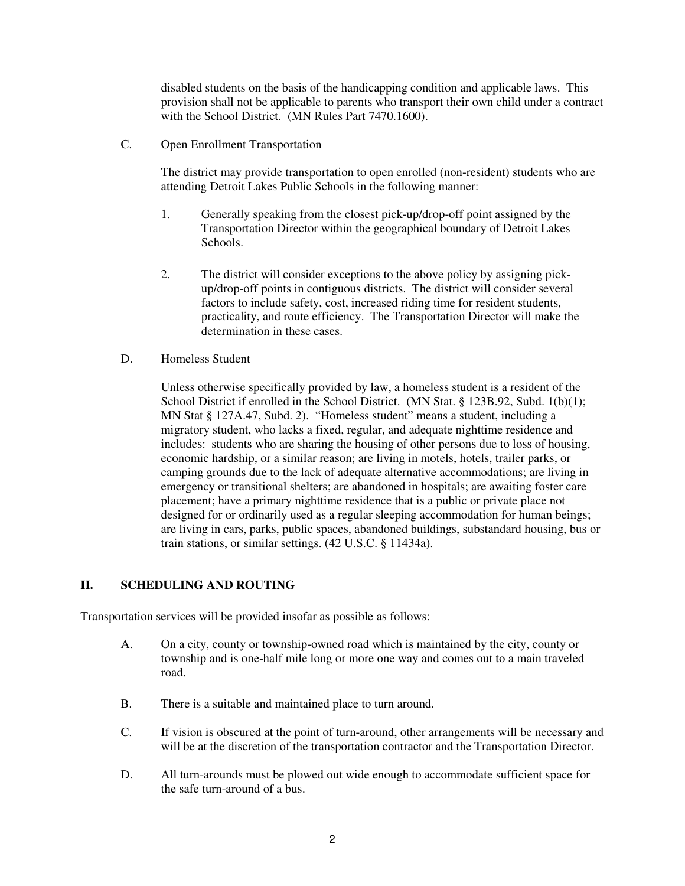disabled students on the basis of the handicapping condition and applicable laws. This provision shall not be applicable to parents who transport their own child under a contract with the School District. (MN Rules Part 7470.1600).

C. Open Enrollment Transportation

The district may provide transportation to open enrolled (non-resident) students who are attending Detroit Lakes Public Schools in the following manner:

1. Generally speaking from the closest pick-up/drop-off point assigned by the Transportation Director within the geographical boundary of Detroit Lakes Schools.

2. The district will consider exceptions to the above policy by assigning pick-up/drop-off points in contiguous districts. The district will consider several factors to include safety, cost, increased riding time for resident students, practicality, and route efficiency. The Transportation Director will make the determination in these cases.

D. Homeless Student

Unless otherwise specifically provided by law, a homeless student is a resident of the School District if enrolled in the School District. (MN Stat. § 123B.92, Subd. 1(b)(1); MN Stat § 127A.47, Subd. 2). "Homeless student" means a student, including a migratory student, who lacks a fixed, regular, and adequate nighttime residence and includes: students who are sharing the housing of other persons due to loss of housing, economic hardship, or a similar reason; are living in motels, hotels, trailer parks, or camping grounds due to the lack of adequate alternative accommodations; are living in emergency or transitional shelters; are abandoned in hospitals; are awaiting foster care placement; have a primary nighttime residence that is a public or private place not designed for or ordinarily used as a regular sleeping accommodation for human beings; are living in cars, parks, public spaces, abandoned buildings, substandard housing, bus or train stations, or similar settings. (42 U.S.C. § 11434a).

## II. SCHEDULING AND ROUTING

Transportation services will be provided insofar as possible as follows:

A. On a city, county or township-owned road which is maintained by the city, county or township and is one-half mile long or more one way and comes out to a main traveled road.

B. There is a suitable and maintained place to turn around.

C. If vision is obscured at the point of turn-around, other arrangements will be necessary and will be at the discretion of the transportation contractor and the Transportation Director.

D. All turn-arounds must be plowed out wide enough to accommodate sufficient space for the safe turn-around of a bus.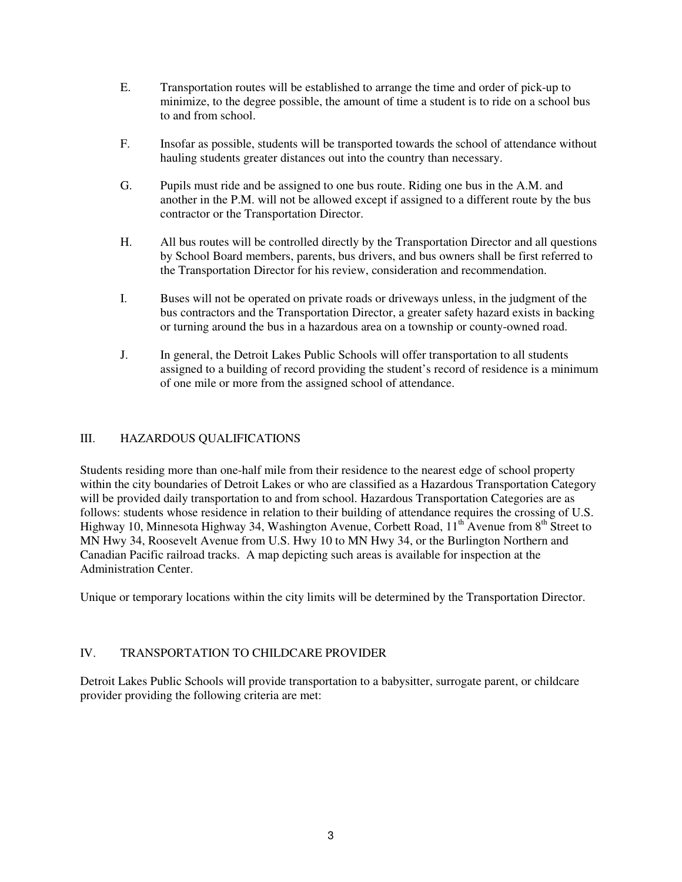E. Transportation routes will be established to arrange the time and order of pick-up to minimize, to the degree possible, the amount of time a student is to ride on a school bus to and from school.

F. Insofar as possible, students will be transported towards the school of attendance without hauling students greater distances out into the country than necessary.

G. Pupils must ride and be assigned to one bus route. Riding one bus in the A.M. and another in the P.M. will not be allowed except if assigned to a different route by the bus contractor or the Transportation Director.

H. All bus routes will be controlled directly by the Transportation Director and all questions by School Board members, parents, bus drivers, and bus owners shall be first referred to the Transportation Director for his review, consideration and recommendation.

I. Buses will not be operated on private roads or driveways unless, in the judgment of the bus contractors and the Transportation Director, a greater safety hazard exists in backing or turning around the bus in a hazardous area on a township or county-owned road.

J. In general, the Detroit Lakes Public Schools will offer transportation to all students assigned to a building of record providing the student's record of residence is a minimum of one mile or more from the assigned school of attendance.

## III. HAZARDOUS QUALIFICATIONS

Students residing more than one-half mile from their residence to the nearest edge of school property within the city boundaries of Detroit Lakes or who are classified as a Hazardous Transportation Category will be provided daily transportation to and from school. Hazardous Transportation Categories are as follows: students whose residence in relation to their building of attendance requires the crossing of U.S. Highway 10, Minnesota Highway 34, Washington Avenue, Corbett Road, 11th Avenue from 8th Street to MN Hwy 34, Roosevelt Avenue from U.S. Hwy 10 to MN Hwy 34, or the Burlington Northern and Canadian Pacific railroad tracks. A map depicting such areas is available for inspection at the Administration Center.

Unique or temporary locations within the city limits will be determined by the Transportation Director.

## IV. TRANSPORTATION TO CHILDCARE PROVIDER

Detroit Lakes Public Schools will provide transportation to a babysitter, surrogate parent, or childcare provider providing the following criteria are met: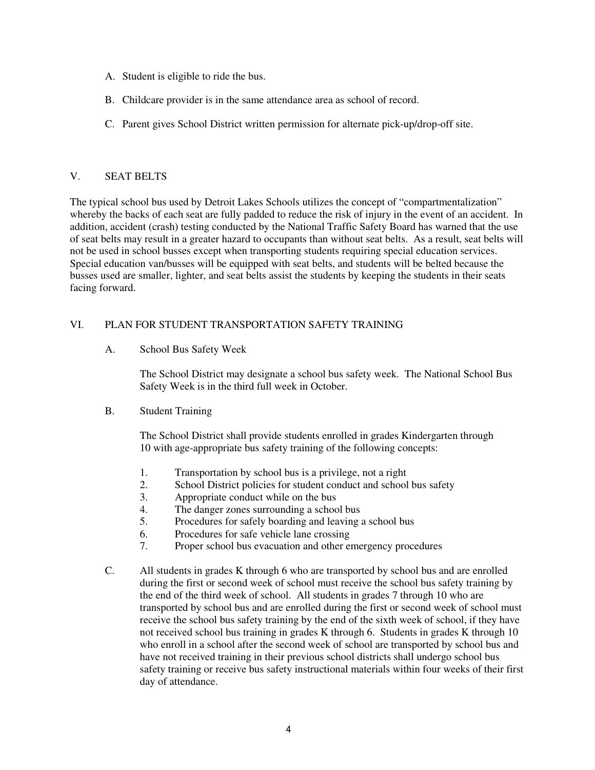A. Student is eligible to ride the bus.

B. Childcare provider is in the same attendance area as school of record.

C. Parent gives School District written permission for alternate pick-up/drop-off site.

## V. SEAT BELTS

The typical school bus used by Detroit Lakes Schools utilizes the concept of "compartmentalization" whereby the backs of each seat are fully padded to reduce the risk of injury in the event of an accident. In addition, accident (crash) testing conducted by the National Traffic Safety Board has warned that the use of seat belts may result in a greater hazard to occupants than without seat belts. As a result, seat belts will not be used in school busses except when transporting students requiring special education services. Special education van/busses will be equipped with seat belts, and students will be belted because the busses used are smaller, lighter, and seat belts assist the students by keeping the students in their seats facing forward.

## VI. PLAN FOR STUDENT TRANSPORTATION SAFETY TRAINING

A. School Bus Safety Week

The School District may designate a school bus safety week. The National School Bus Safety Week is in the third full week in October.

B. Student Training

The School District shall provide students enrolled in grades Kindergarten through 10 with age-appropriate bus safety training of the following concepts:

1. Transportation by school bus is a privilege, not a right
2. School District policies for student conduct and school bus safety
3. Appropriate conduct while on the bus
4. The danger zones surrounding a school bus
5. Procedures for safely boarding and leaving a school bus
6. Procedures for safe vehicle lane crossing
7. Proper school bus evacuation and other emergency procedures

C. All students in grades K through 6 who are transported by school bus and are enrolled during the first or second week of school must receive the school bus safety training by the end of the third week of school. All students in grades 7 through 10 who are transported by school bus and are enrolled during the first or second week of school must receive the school bus safety training by the end of the sixth week of school, if they have not received school bus training in grades K through 6. Students in grades K through 10 who enroll in a school after the second week of school are transported by school bus and have not received training in their previous school districts shall undergo school bus safety training or receive bus safety instructional materials within four weeks of their first day of attendance.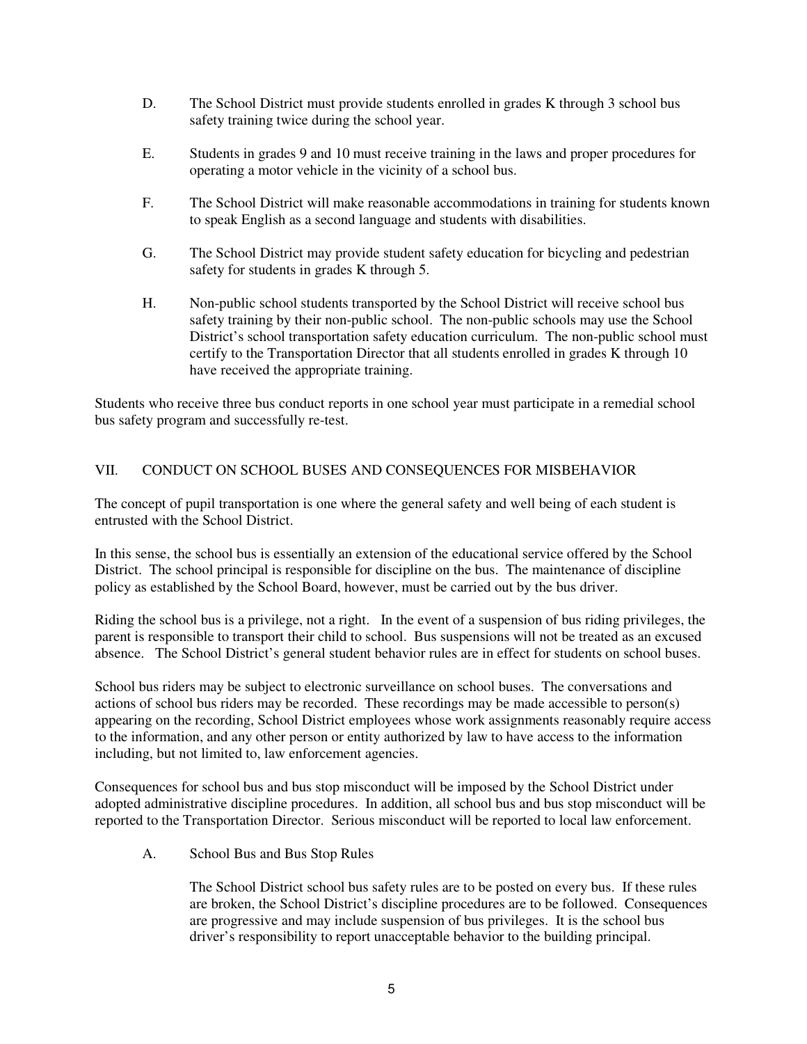D. The School District must provide students enrolled in grades K through 3 school bus safety training twice during the school year.

E. Students in grades 9 and 10 must receive training in the laws and proper procedures for operating a motor vehicle in the vicinity of a school bus.

F. The School District will make reasonable accommodations in training for students known to speak English as a second language and students with disabilities.

G. The School District may provide student safety education for bicycling and pedestrian safety for students in grades K through 5.

H. Non-public school students transported by the School District will receive school bus safety training by their non-public school. The non-public schools may use the School District's school transportation safety education curriculum. The non-public school must certify to the Transportation Director that all students enrolled in grades K through 10 have received the appropriate training.

Students who receive three bus conduct reports in one school year must participate in a remedial school bus safety program and successfully re-test.

## VII. CONDUCT ON SCHOOL BUSES AND CONSEQUENCES FOR MISBEHAVIOR

The concept of pupil transportation is one where the general safety and well being of each student is entrusted with the School District.

In this sense, the school bus is essentially an extension of the educational service offered by the School District. The school principal is responsible for discipline on the bus. The maintenance of discipline policy as established by the School Board, however, must be carried out by the bus driver.

Riding the school bus is a privilege, not a right. In the event of a suspension of bus riding privileges, the parent is responsible to transport their child to school. Bus suspensions will not be treated as an excused absence. The School District's general student behavior rules are in effect for students on school buses.

School bus riders may be subject to electronic surveillance on school buses. The conversations and actions of school bus riders may be recorded. These recordings may be made accessible to person(s) appearing on the recording, School District employees whose work assignments reasonably require access to the information, and any other person or entity authorized by law to have access to the information including, but not limited to, law enforcement agencies.

Consequences for school bus and bus stop misconduct will be imposed by the School District under adopted administrative discipline procedures. In addition, all school bus and bus stop misconduct will be reported to the Transportation Director. Serious misconduct will be reported to local law enforcement.

### A. School Bus and Bus Stop Rules

The School District school bus safety rules are to be posted on every bus. If these rules are broken, the School District's discipline procedures are to be followed. Consequences are progressive and may include suspension of bus privileges. It is the school bus driver's responsibility to report unacceptable behavior to the building principal.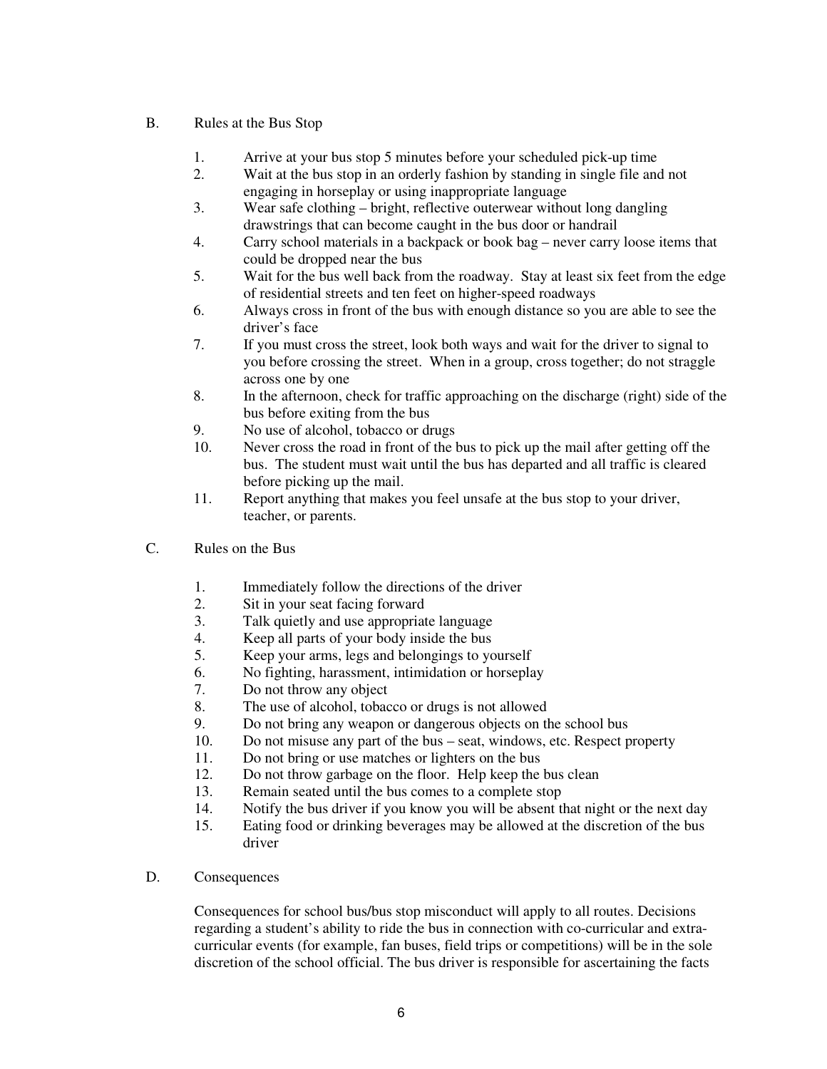B. Rules at the Bus Stop

1. Arrive at your bus stop 5 minutes before your scheduled pick-up time
2. Wait at the bus stop in an orderly fashion by standing in single file and not engaging in horseplay or using inappropriate language
3. Wear safe clothing – bright, reflective outerwear without long dangling drawstrings that can become caught in the bus door or handrail
4. Carry school materials in a backpack or book bag – never carry loose items that could be dropped near the bus
5. Wait for the bus well back from the roadway. Stay at least six feet from the edge of residential streets and ten feet on higher-speed roadways
6. Always cross in front of the bus with enough distance so you are able to see the driver's face
7. If you must cross the street, look both ways and wait for the driver to signal to you before crossing the street. When in a group, cross together; do not straggle across one by one
8. In the afternoon, check for traffic approaching on the discharge (right) side of the bus before exiting from the bus
9. No use of alcohol, tobacco or drugs
10. Never cross the road in front of the bus to pick up the mail after getting off the bus. The student must wait until the bus has departed and all traffic is cleared before picking up the mail.
11. Report anything that makes you feel unsafe at the bus stop to your driver, teacher, or parents.

C. Rules on the Bus

1. Immediately follow the directions of the driver
2. Sit in your seat facing forward
3. Talk quietly and use appropriate language
4. Keep all parts of your body inside the bus
5. Keep your arms, legs and belongings to yourself
6. No fighting, harassment, intimidation or horseplay
7. Do not throw any object
8. The use of alcohol, tobacco or drugs is not allowed
9. Do not bring any weapon or dangerous objects on the school bus
10. Do not misuse any part of the bus – seat, windows, etc. Respect property
11. Do not bring or use matches or lighters on the bus
12. Do not throw garbage on the floor. Help keep the bus clean
13. Remain seated until the bus comes to a complete stop
14. Notify the bus driver if you know you will be absent that night or the next day
15. Eating food or drinking beverages may be allowed at the discretion of the bus driver

D. Consequences

Consequences for school bus/bus stop misconduct will apply to all routes. Decisions regarding a student's ability to ride the bus in connection with co-curricular and extra-curricular events (for example, fan buses, field trips or competitions) will be in the sole discretion of the school official. The bus driver is responsible for ascertaining the facts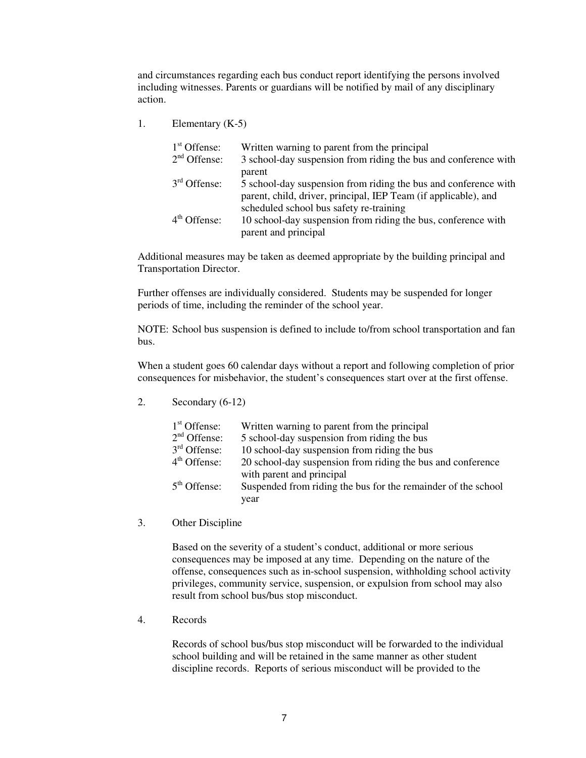and circumstances regarding each bus conduct report identifying the persons involved including witnesses. Parents or guardians will be notified by mail of any disciplinary action.

1. Elementary (K-5)

| | |
|---|---|
| 1st Offense: | Written warning to parent from the principal |
| 2nd Offense: | 3 school-day suspension from riding the bus and conference with parent |
| 3rd Offense: | 5 school-day suspension from riding the bus and conference with parent, child, driver, principal, IEP Team (if applicable), and scheduled school bus safety re-training |
| 4th Offense: | 10 school-day suspension from riding the bus, conference with parent and principal |

Additional measures may be taken as deemed appropriate by the building principal and Transportation Director.

Further offenses are individually considered. Students may be suspended for longer periods of time, including the reminder of the school year.

NOTE: School bus suspension is defined to include to/from school transportation and fan bus.

When a student goes 60 calendar days without a report and following completion of prior consequences for misbehavior, the student's consequences start over at the first offense.

2. Secondary (6-12)

| | |
|---|---|
| 1st Offense: | Written warning to parent from the principal |
| 2nd Offense: | 5 school-day suspension from riding the bus |
| 3rd Offense: | 10 school-day suspension from riding the bus |
| 4th Offense: | 20 school-day suspension from riding the bus and conference with parent and principal |
| 5th Offense: | Suspended from riding the bus for the remainder of the school year |

3. Other Discipline

   Based on the severity of a student's conduct, additional or more serious consequences may be imposed at any time. Depending on the nature of the offense, consequences such as in-school suspension, withholding school activity privileges, community service, suspension, or expulsion from school may also result from school bus/bus stop misconduct.

4. Records

   Records of school bus/bus stop misconduct will be forwarded to the individual school building and will be retained in the same manner as other student discipline records. Reports of serious misconduct will be provided to the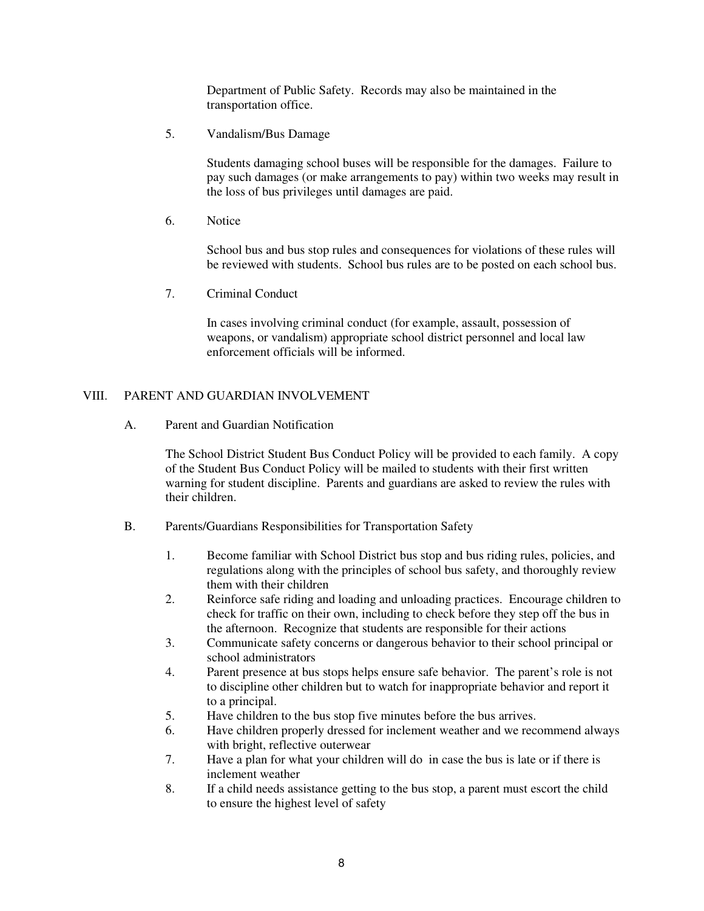Department of Public Safety. Records may also be maintained in the transportation office.

5. Vandalism/Bus Damage

   Students damaging school buses will be responsible for the damages. Failure to pay such damages (or make arrangements to pay) within two weeks may result in the loss of bus privileges until damages are paid.

6. Notice

   School bus and bus stop rules and consequences for violations of these rules will be reviewed with students. School bus rules are to be posted on each school bus.

7. Criminal Conduct

   In cases involving criminal conduct (for example, assault, possession of weapons, or vandalism) appropriate school district personnel and local law enforcement officials will be informed.

## VIII. PARENT AND GUARDIAN INVOLVEMENT

### A. Parent and Guardian Notification

The School District Student Bus Conduct Policy will be provided to each family. A copy of the Student Bus Conduct Policy will be mailed to students with their first written warning for student discipline. Parents and guardians are asked to review the rules with their children.

### B. Parents/Guardians Responsibilities for Transportation Safety

1. Become familiar with School District bus stop and bus riding rules, policies, and regulations along with the principles of school bus safety, and thoroughly review them with their children
2. Reinforce safe riding and loading and unloading practices. Encourage children to check for traffic on their own, including to check before they step off the bus in the afternoon. Recognize that students are responsible for their actions
3. Communicate safety concerns or dangerous behavior to their school principal or school administrators
4. Parent presence at bus stops helps ensure safe behavior. The parent's role is not to discipline other children but to watch for inappropriate behavior and report it to a principal.
5. Have children to the bus stop five minutes before the bus arrives.
6. Have children properly dressed for inclement weather and we recommend always with bright, reflective outerwear
7. Have a plan for what your children will do in case the bus is late or if there is inclement weather
8. If a child needs assistance getting to the bus stop, a parent must escort the child to ensure the highest level of safety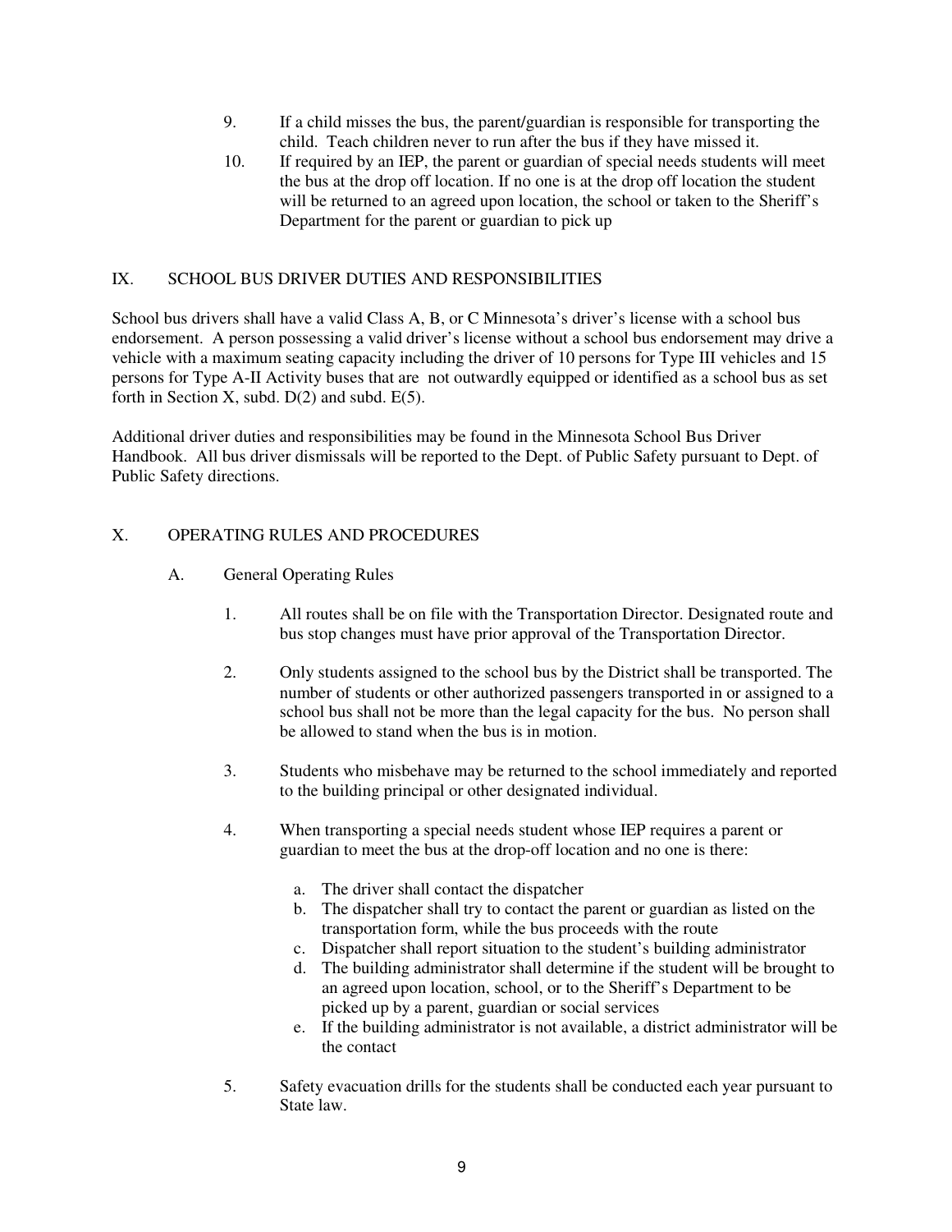9. If a child misses the bus, the parent/guardian is responsible for transporting the child. Teach children never to run after the bus if they have missed it.
10. If required by an IEP, the parent or guardian of special needs students will meet the bus at the drop off location. If no one is at the drop off location the student will be returned to an agreed upon location, the school or taken to the Sheriff's Department for the parent or guardian to pick up

## IX. SCHOOL BUS DRIVER DUTIES AND RESPONSIBILITIES

School bus drivers shall have a valid Class A, B, or C Minnesota's driver's license with a school bus endorsement. A person possessing a valid driver's license without a school bus endorsement may drive a vehicle with a maximum seating capacity including the driver of 10 persons for Type III vehicles and 15 persons for Type A-II Activity buses that are not outwardly equipped or identified as a school bus as set forth in Section X, subd. D(2) and subd. E(5).

Additional driver duties and responsibilities may be found in the Minnesota School Bus Driver Handbook. All bus driver dismissals will be reported to the Dept. of Public Safety pursuant to Dept. of Public Safety directions.

## X. OPERATING RULES AND PROCEDURES

### A. General Operating Rules

1. All routes shall be on file with the Transportation Director. Designated route and bus stop changes must have prior approval of the Transportation Director.

2. Only students assigned to the school bus by the District shall be transported. The number of students or other authorized passengers transported in or assigned to a school bus shall not be more than the legal capacity for the bus. No person shall be allowed to stand when the bus is in motion.

3. Students who misbehave may be returned to the school immediately and reported to the building principal or other designated individual.

4. When transporting a special needs student whose IEP requires a parent or guardian to meet the bus at the drop-off location and no one is there:

   a. The driver shall contact the dispatcher
   b. The dispatcher shall try to contact the parent or guardian as listed on the transportation form, while the bus proceeds with the route
   c. Dispatcher shall report situation to the student's building administrator
   d. The building administrator shall determine if the student will be brought to an agreed upon location, school, or to the Sheriff's Department to be picked up by a parent, guardian or social services
   e. If the building administrator is not available, a district administrator will be the contact

5. Safety evacuation drills for the students shall be conducted each year pursuant to State law.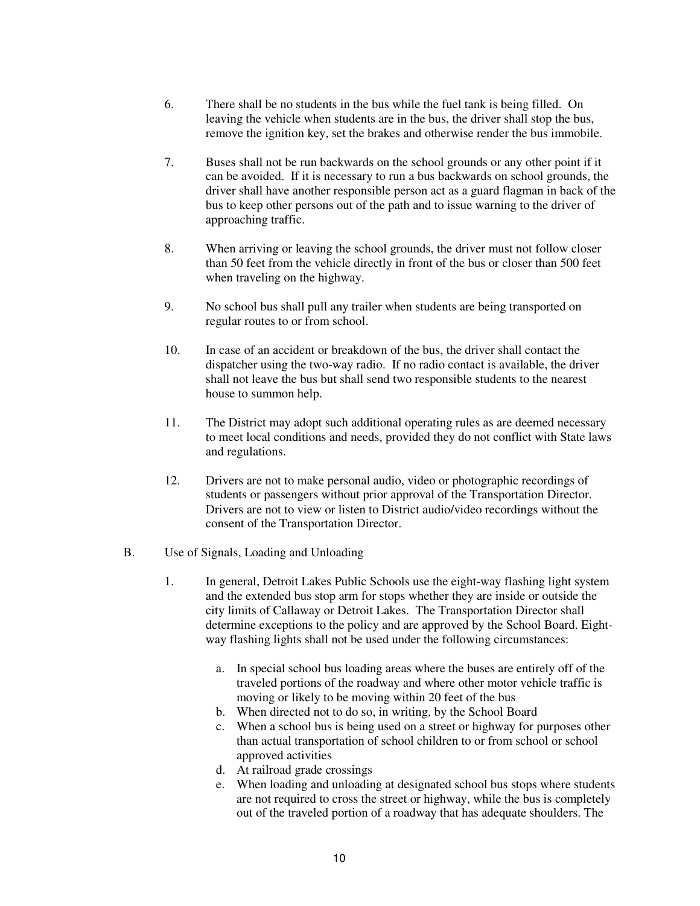6. There shall be no students in the bus while the fuel tank is being filled. On leaving the vehicle when students are in the bus, the driver shall stop the bus, remove the ignition key, set the brakes and otherwise render the bus immobile.

7. Buses shall not be run backwards on the school grounds or any other point if it can be avoided. If it is necessary to run a bus backwards on school grounds, the driver shall have another responsible person act as a guard flagman in back of the bus to keep other persons out of the path and to issue warning to the driver of approaching traffic.

8. When arriving or leaving the school grounds, the driver must not follow closer than 50 feet from the vehicle directly in front of the bus or closer than 500 feet when traveling on the highway.

9. No school bus shall pull any trailer when students are being transported on regular routes to or from school.

10. In case of an accident or breakdown of the bus, the driver shall contact the dispatcher using the two-way radio. If no radio contact is available, the driver shall not leave the bus but shall send two responsible students to the nearest house to summon help.

11. The District may adopt such additional operating rules as are deemed necessary to meet local conditions and needs, provided they do not conflict with State laws and regulations.

12. Drivers are not to make personal audio, video or photographic recordings of students or passengers without prior approval of the Transportation Director. Drivers are not to view or listen to District audio/video recordings without the consent of the Transportation Director.

B. Use of Signals, Loading and Unloading

1. In general, Detroit Lakes Public Schools use the eight-way flashing light system and the extended bus stop arm for stops whether they are inside or outside the city limits of Callaway or Detroit Lakes. The Transportation Director shall determine exceptions to the policy and are approved by the School Board. Eight-way flashing lights shall not be used under the following circumstances:

   a. In special school bus loading areas where the buses are entirely off of the traveled portions of the roadway and where other motor vehicle traffic is moving or likely to be moving within 20 feet of the bus
   b. When directed not to do so, in writing, by the School Board
   c. When a school bus is being used on a street or highway for purposes other than actual transportation of school children to or from school or school approved activities
   d. At railroad grade crossings
   e. When loading and unloading at designated school bus stops where students are not required to cross the street or highway, while the bus is completely out of the traveled portion of a roadway that has adequate shoulders. The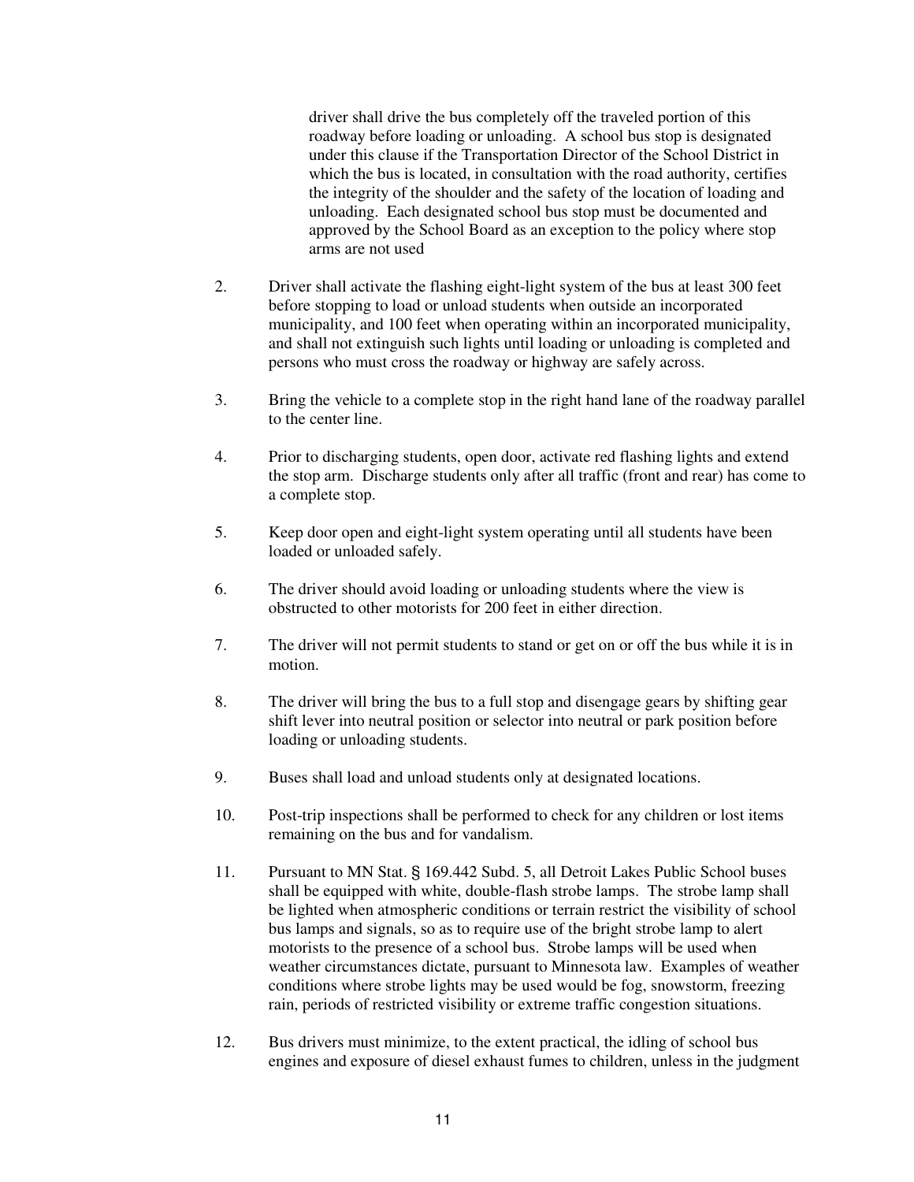driver shall drive the bus completely off the traveled portion of this roadway before loading or unloading. A school bus stop is designated under this clause if the Transportation Director of the School District in which the bus is located, in consultation with the road authority, certifies the integrity of the shoulder and the safety of the location of loading and unloading. Each designated school bus stop must be documented and approved by the School Board as an exception to the policy where stop arms are not used

2. Driver shall activate the flashing eight-light system of the bus at least 300 feet before stopping to load or unload students when outside an incorporated municipality, and 100 feet when operating within an incorporated municipality, and shall not extinguish such lights until loading or unloading is completed and persons who must cross the roadway or highway are safely across.

3. Bring the vehicle to a complete stop in the right hand lane of the roadway parallel to the center line.

4. Prior to discharging students, open door, activate red flashing lights and extend the stop arm. Discharge students only after all traffic (front and rear) has come to a complete stop.

5. Keep door open and eight-light system operating until all students have been loaded or unloaded safely.

6. The driver should avoid loading or unloading students where the view is obstructed to other motorists for 200 feet in either direction.

7. The driver will not permit students to stand or get on or off the bus while it is in motion.

8. The driver will bring the bus to a full stop and disengage gears by shifting gear shift lever into neutral position or selector into neutral or park position before loading or unloading students.

9. Buses shall load and unload students only at designated locations.

10. Post-trip inspections shall be performed to check for any children or lost items remaining on the bus and for vandalism.

11. Pursuant to MN Stat. § 169.442 Subd. 5, all Detroit Lakes Public School buses shall be equipped with white, double-flash strobe lamps. The strobe lamp shall be lighted when atmospheric conditions or terrain restrict the visibility of school bus lamps and signals, so as to require use of the bright strobe lamp to alert motorists to the presence of a school bus. Strobe lamps will be used when weather circumstances dictate, pursuant to Minnesota law. Examples of weather conditions where strobe lights may be used would be fog, snowstorm, freezing rain, periods of restricted visibility or extreme traffic congestion situations.

12. Bus drivers must minimize, to the extent practical, the idling of school bus engines and exposure of diesel exhaust fumes to children, unless in the judgment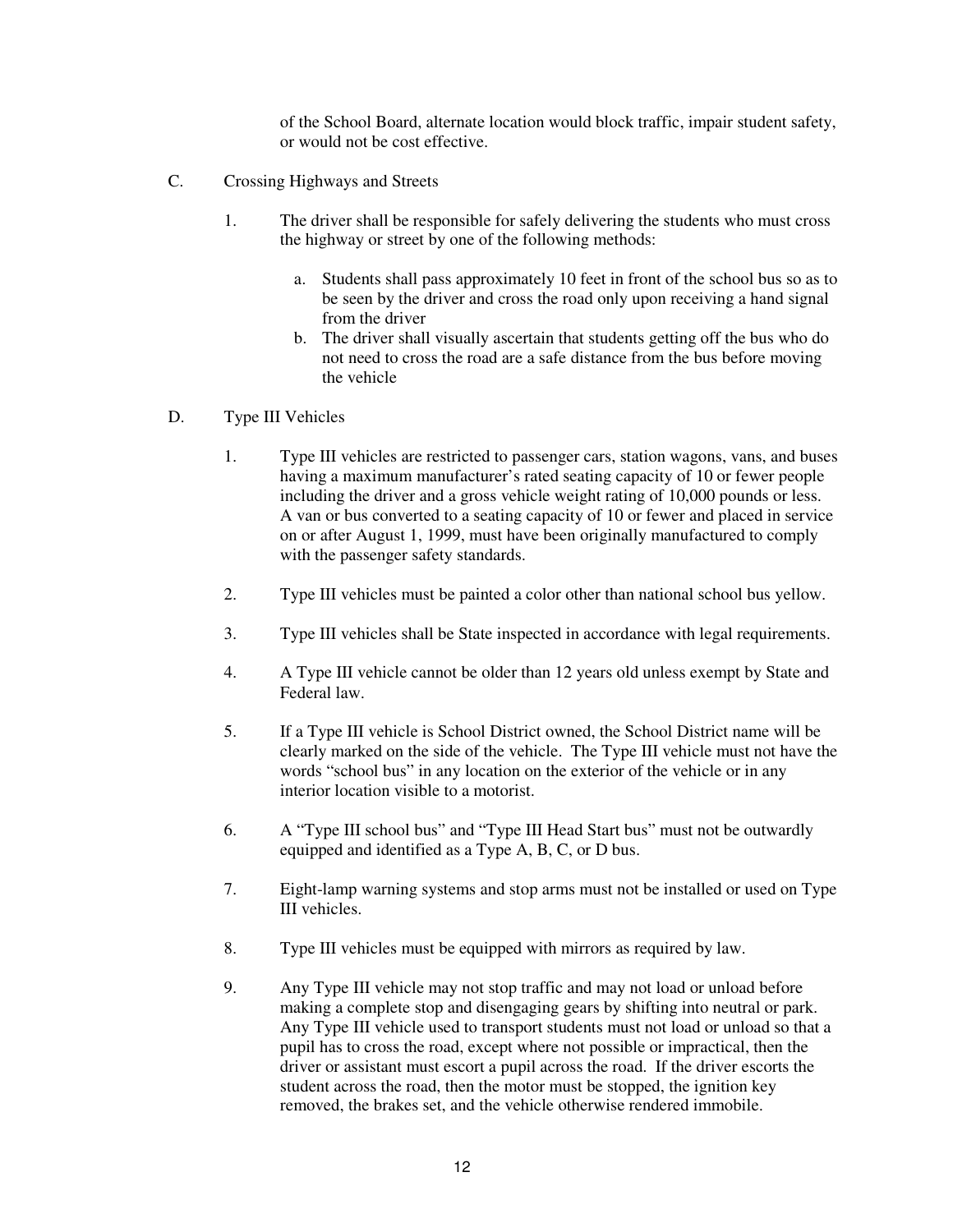of the School Board, alternate location would block traffic, impair student safety, or would not be cost effective.

C. Crossing Highways and Streets

1. The driver shall be responsible for safely delivering the students who must cross the highway or street by one of the following methods:

   a. Students shall pass approximately 10 feet in front of the school bus so as to be seen by the driver and cross the road only upon receiving a hand signal from the driver
   b. The driver shall visually ascertain that students getting off the bus who do not need to cross the road are a safe distance from the bus before moving the vehicle

D. Type III Vehicles

1. Type III vehicles are restricted to passenger cars, station wagons, vans, and buses having a maximum manufacturer's rated seating capacity of 10 or fewer people including the driver and a gross vehicle weight rating of 10,000 pounds or less. A van or bus converted to a seating capacity of 10 or fewer and placed in service on or after August 1, 1999, must have been originally manufactured to comply with the passenger safety standards.

2. Type III vehicles must be painted a color other than national school bus yellow.

3. Type III vehicles shall be State inspected in accordance with legal requirements.

4. A Type III vehicle cannot be older than 12 years old unless exempt by State and Federal law.

5. If a Type III vehicle is School District owned, the School District name will be clearly marked on the side of the vehicle. The Type III vehicle must not have the words "school bus" in any location on the exterior of the vehicle or in any interior location visible to a motorist.

6. A "Type III school bus" and "Type III Head Start bus" must not be outwardly equipped and identified as a Type A, B, C, or D bus.

7. Eight-lamp warning systems and stop arms must not be installed or used on Type III vehicles.

8. Type III vehicles must be equipped with mirrors as required by law.

9. Any Type III vehicle may not stop traffic and may not load or unload before making a complete stop and disengaging gears by shifting into neutral or park. Any Type III vehicle used to transport students must not load or unload so that a pupil has to cross the road, except where not possible or impractical, then the driver or assistant must escort a pupil across the road. If the driver escorts the student across the road, then the motor must be stopped, the ignition key removed, the brakes set, and the vehicle otherwise rendered immobile.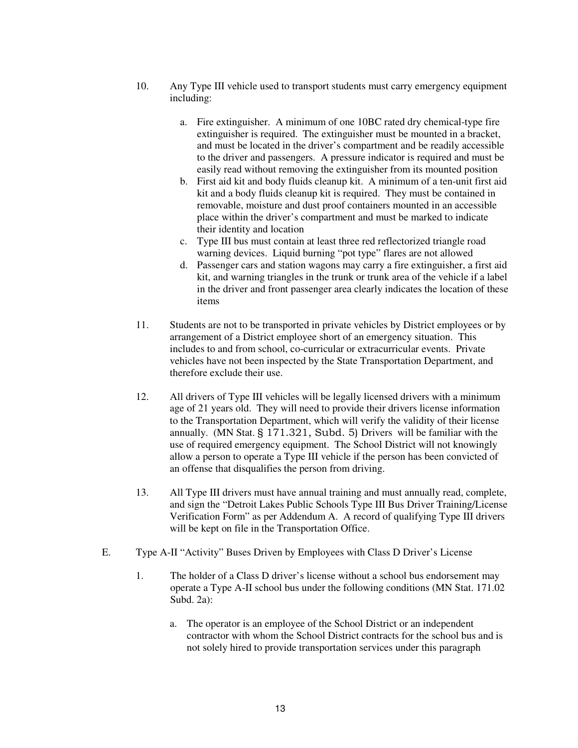10. Any Type III vehicle used to transport students must carry emergency equipment including:

    a. Fire extinguisher. A minimum of one 10BC rated dry chemical-type fire extinguisher is required. The extinguisher must be mounted in a bracket, and must be located in the driver's compartment and be readily accessible to the driver and passengers. A pressure indicator is required and must be easily read without removing the extinguisher from its mounted position
    b. First aid kit and body fluids cleanup kit. A minimum of a ten-unit first aid kit and a body fluids cleanup kit is required. They must be contained in removable, moisture and dust proof containers mounted in an accessible place within the driver's compartment and must be marked to indicate their identity and location
    c. Type III bus must contain at least three red reflectorized triangle road warning devices. Liquid burning "pot type" flares are not allowed
    d. Passenger cars and station wagons may carry a fire extinguisher, a first aid kit, and warning triangles in the trunk or trunk area of the vehicle if a label in the driver and front passenger area clearly indicates the location of these items

11. Students are not to be transported in private vehicles by District employees or by arrangement of a District employee short of an emergency situation. This includes to and from school, co-curricular or extracurricular events. Private vehicles have not been inspected by the State Transportation Department, and therefore exclude their use.

12. All drivers of Type III vehicles will be legally licensed drivers with a minimum age of 21 years old. They will need to provide their drivers license information to the Transportation Department, which will verify the validity of their license annually. (MN Stat. § 171.321, Subd. 5) Drivers will be familiar with the use of required emergency equipment. The School District will not knowingly allow a person to operate a Type III vehicle if the person has been convicted of an offense that disqualifies the person from driving.

13. All Type III drivers must have annual training and must annually read, complete, and sign the "Detroit Lakes Public Schools Type III Bus Driver Training/License Verification Form" as per Addendum A. A record of qualifying Type III drivers will be kept on file in the Transportation Office.

E. Type A-II "Activity" Buses Driven by Employees with Class D Driver's License

1. The holder of a Class D driver's license without a school bus endorsement may operate a Type A-II school bus under the following conditions (MN Stat. 171.02 Subd. 2a):

    a. The operator is an employee of the School District or an independent contractor with whom the School District contracts for the school bus and is not solely hired to provide transportation services under this paragraph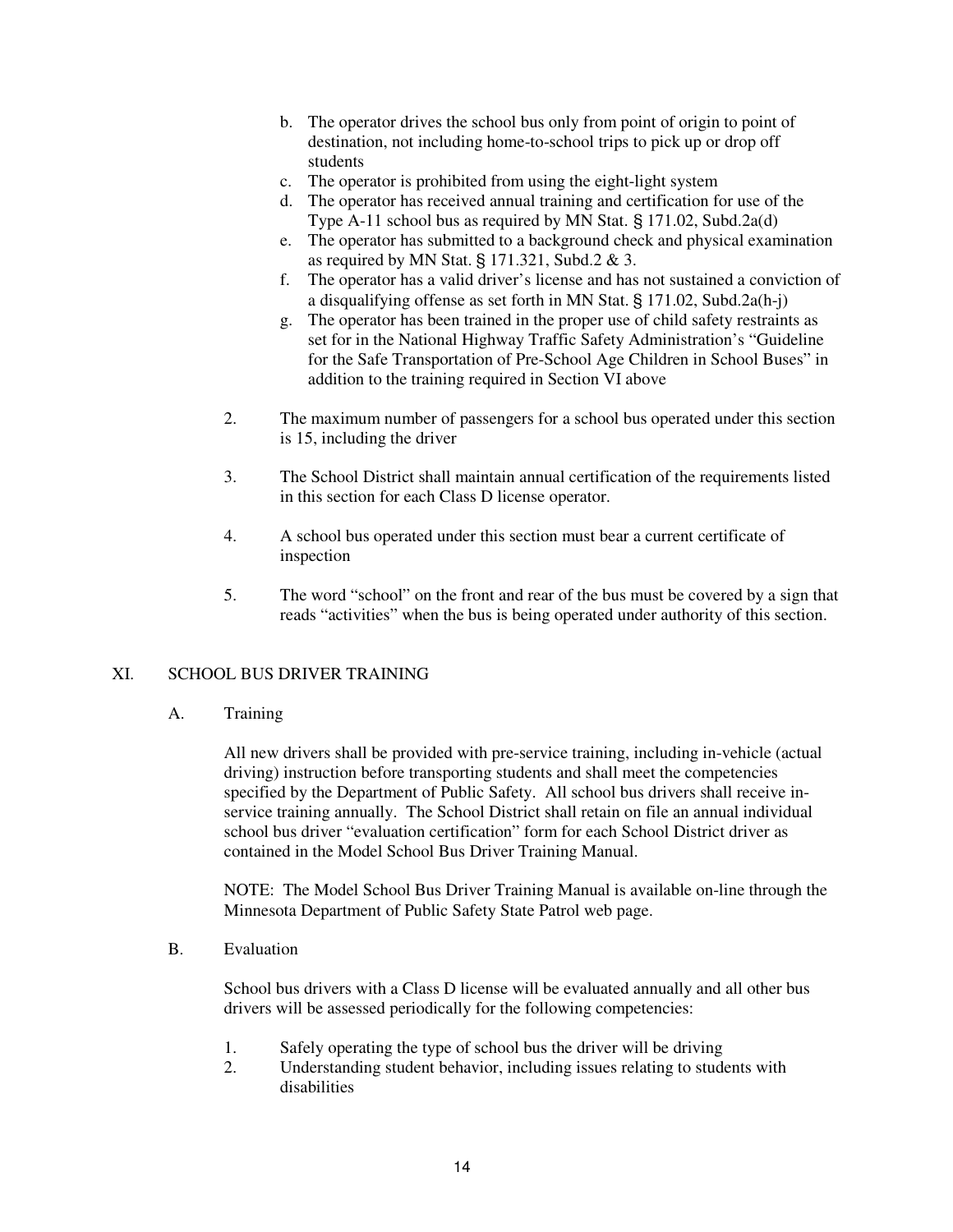b. The operator drives the school bus only from point of origin to point of destination, not including home-to-school trips to pick up or drop off students
c. The operator is prohibited from using the eight-light system
d. The operator has received annual training and certification for use of the Type A-11 school bus as required by MN Stat. § 171.02, Subd.2a(d)
e. The operator has submitted to a background check and physical examination as required by MN Stat. § 171.321, Subd.2 & 3.
f. The operator has a valid driver's license and has not sustained a conviction of a disqualifying offense as set forth in MN Stat. § 171.02, Subd.2a(h-j)
g. The operator has been trained in the proper use of child safety restraints as set for in the National Highway Traffic Safety Administration's "Guideline for the Safe Transportation of Pre-School Age Children in School Buses" in addition to the training required in Section VI above

2. The maximum number of passengers for a school bus operated under this section is 15, including the driver

3. The School District shall maintain annual certification of the requirements listed in this section for each Class D license operator.

4. A school bus operated under this section must bear a current certificate of inspection

5. The word "school" on the front and rear of the bus must be covered by a sign that reads "activities" when the bus is being operated under authority of this section.

## XI. SCHOOL BUS DRIVER TRAINING

### A. Training

All new drivers shall be provided with pre-service training, including in-vehicle (actual driving) instruction before transporting students and shall meet the competencies specified by the Department of Public Safety. All school bus drivers shall receive in-service training annually. The School District shall retain on file an annual individual school bus driver "evaluation certification" form for each School District driver as contained in the Model School Bus Driver Training Manual.

NOTE: The Model School Bus Driver Training Manual is available on-line through the Minnesota Department of Public Safety State Patrol web page.

### B. Evaluation

School bus drivers with a Class D license will be evaluated annually and all other bus drivers will be assessed periodically for the following competencies:

1. Safely operating the type of school bus the driver will be driving
2. Understanding student behavior, including issues relating to students with disabilities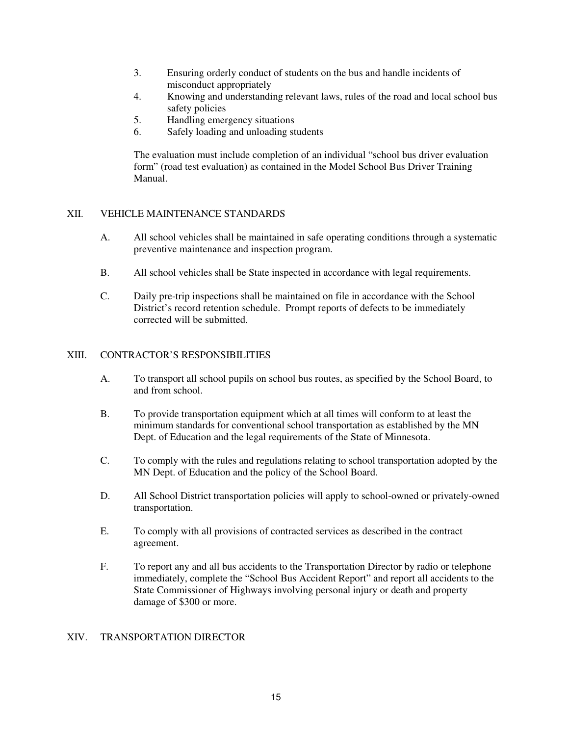3. Ensuring orderly conduct of students on the bus and handle incidents of misconduct appropriately
4. Knowing and understanding relevant laws, rules of the road and local school bus safety policies
5. Handling emergency situations
6. Safely loading and unloading students

The evaluation must include completion of an individual "school bus driver evaluation form" (road test evaluation) as contained in the Model School Bus Driver Training Manual.

## XII. VEHICLE MAINTENANCE STANDARDS

A. All school vehicles shall be maintained in safe operating conditions through a systematic preventive maintenance and inspection program.

B. All school vehicles shall be State inspected in accordance with legal requirements.

C. Daily pre-trip inspections shall be maintained on file in accordance with the School District's record retention schedule. Prompt reports of defects to be immediately corrected will be submitted.

## XIII. CONTRACTOR'S RESPONSIBILITIES

A. To transport all school pupils on school bus routes, as specified by the School Board, to and from school.

B. To provide transportation equipment which at all times will conform to at least the minimum standards for conventional school transportation as established by the MN Dept. of Education and the legal requirements of the State of Minnesota.

C. To comply with the rules and regulations relating to school transportation adopted by the MN Dept. of Education and the policy of the School Board.

D. All School District transportation policies will apply to school-owned or privately-owned transportation.

E. To comply with all provisions of contracted services as described in the contract agreement.

F. To report any and all bus accidents to the Transportation Director by radio or telephone immediately, complete the "School Bus Accident Report" and report all accidents to the State Commissioner of Highways involving personal injury or death and property damage of $300 or more.

## XIV. TRANSPORTATION DIRECTOR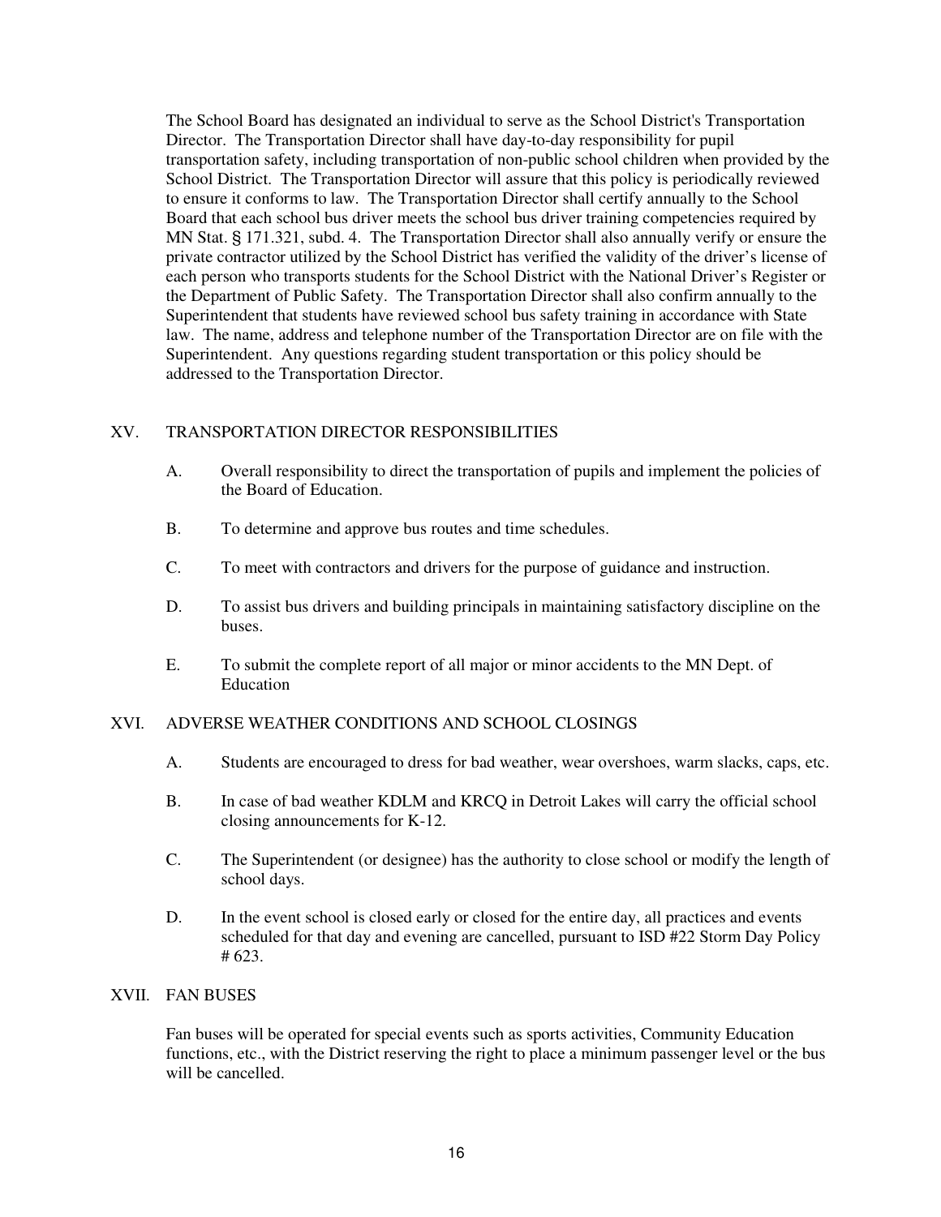The School Board has designated an individual to serve as the School District's Transportation Director. The Transportation Director shall have day-to-day responsibility for pupil transportation safety, including transportation of non-public school children when provided by the School District. The Transportation Director will assure that this policy is periodically reviewed to ensure it conforms to law. The Transportation Director shall certify annually to the School Board that each school bus driver meets the school bus driver training competencies required by MN Stat. § 171.321, subd. 4. The Transportation Director shall also annually verify or ensure the private contractor utilized by the School District has verified the validity of the driver's license of each person who transports students for the School District with the National Driver's Register or the Department of Public Safety. The Transportation Director shall also confirm annually to the Superintendent that students have reviewed school bus safety training in accordance with State law. The name, address and telephone number of the Transportation Director are on file with the Superintendent. Any questions regarding student transportation or this policy should be addressed to the Transportation Director.

## XV. TRANSPORTATION DIRECTOR RESPONSIBILITIES

A. Overall responsibility to direct the transportation of pupils and implement the policies of the Board of Education.

B. To determine and approve bus routes and time schedules.

C. To meet with contractors and drivers for the purpose of guidance and instruction.

D. To assist bus drivers and building principals in maintaining satisfactory discipline on the buses.

E. To submit the complete report of all major or minor accidents to the MN Dept. of Education

## XVI. ADVERSE WEATHER CONDITIONS AND SCHOOL CLOSINGS

A. Students are encouraged to dress for bad weather, wear overshoes, warm slacks, caps, etc.

B. In case of bad weather KDLM and KRCQ in Detroit Lakes will carry the official school closing announcements for K-12.

C. The Superintendent (or designee) has the authority to close school or modify the length of school days.

D. In the event school is closed early or closed for the entire day, all practices and events scheduled for that day and evening are cancelled, pursuant to ISD #22 Storm Day Policy # 623.

## XVII. FAN BUSES

Fan buses will be operated for special events such as sports activities, Community Education functions, etc., with the District reserving the right to place a minimum passenger level or the bus will be cancelled.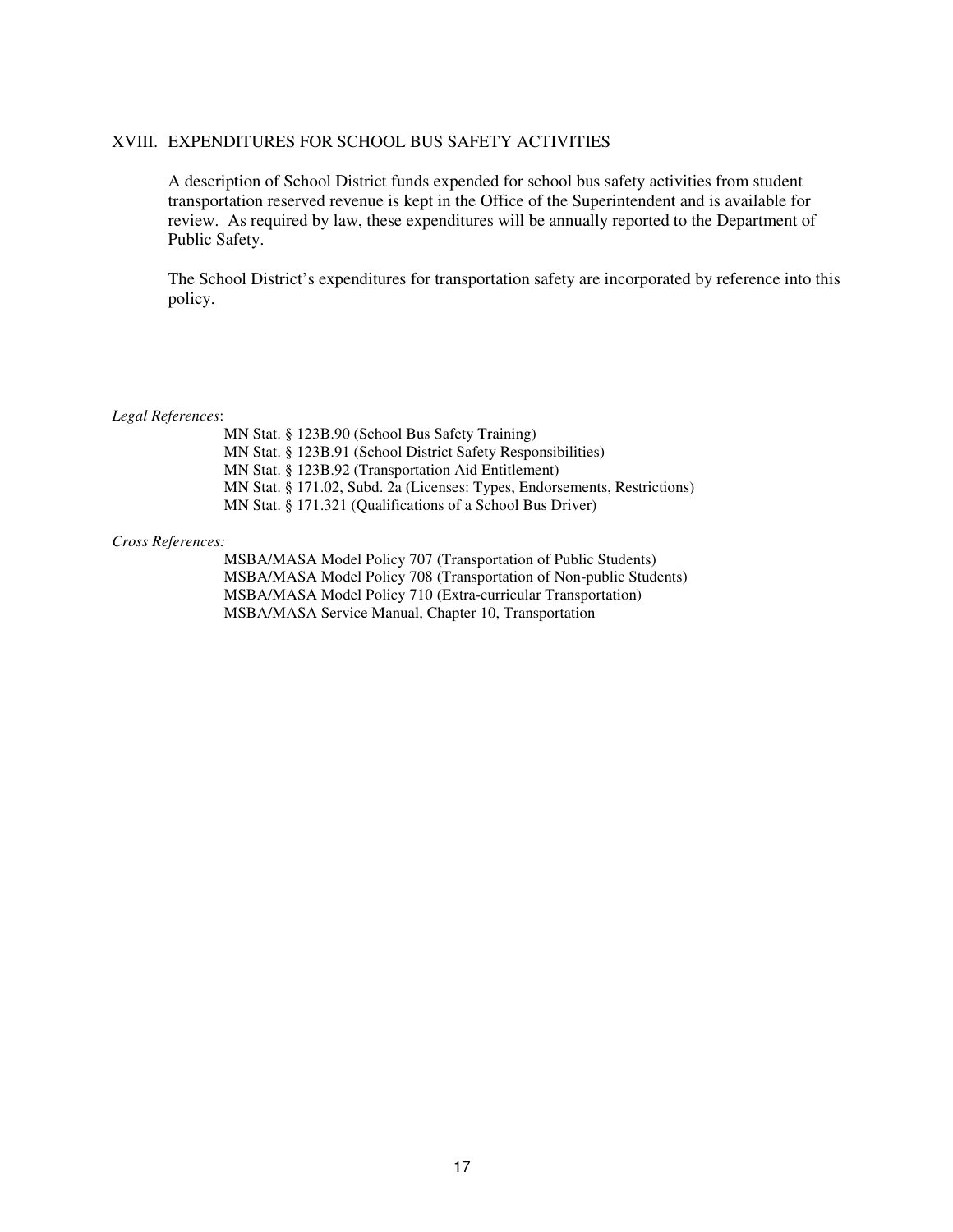## XVIII. EXPENDITURES FOR SCHOOL BUS SAFETY ACTIVITIES

A description of School District funds expended for school bus safety activities from student transportation reserved revenue is kept in the Office of the Superintendent and is available for review. As required by law, these expenditures will be annually reported to the Department of Public Safety.

The School District's expenditures for transportation safety are incorporated by reference into this policy.

*Legal References*:

MN Stat. § 123B.90 (School Bus Safety Training)
MN Stat. § 123B.91 (School District Safety Responsibilities)
MN Stat. § 123B.92 (Transportation Aid Entitlement)
MN Stat. § 171.02, Subd. 2a (Licenses: Types, Endorsements, Restrictions)
MN Stat. § 171.321 (Qualifications of a School Bus Driver)

*Cross References:*

MSBA/MASA Model Policy 707 (Transportation of Public Students)
MSBA/MASA Model Policy 708 (Transportation of Non-public Students)
MSBA/MASA Model Policy 710 (Extra-curricular Transportation)
MSBA/MASA Service Manual, Chapter 10, Transportation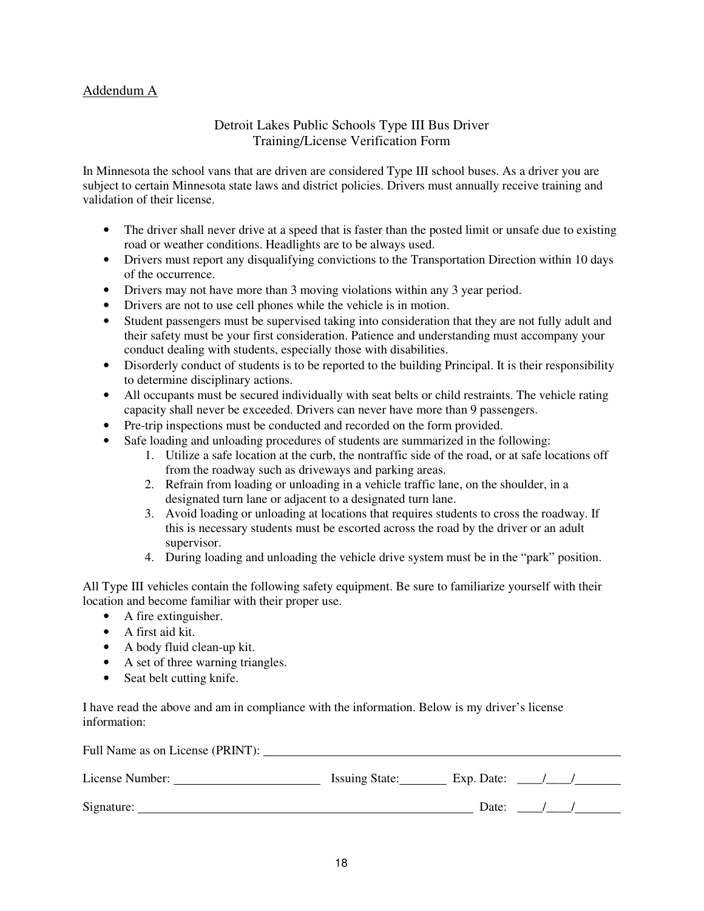Addendum A

## Detroit Lakes Public Schools Type III Bus Driver Training/License Verification Form

In Minnesota the school vans that are driven are considered Type III school buses. As a driver you are subject to certain Minnesota state laws and district policies. Drivers must annually receive training and validation of their license.

- The driver shall never drive at a speed that is faster than the posted limit or unsafe due to existing road or weather conditions. Headlights are to be always used.
- Drivers must report any disqualifying convictions to the Transportation Direction within 10 days of the occurrence.
- Drivers may not have more than 3 moving violations within any 3 year period.
- Drivers are not to use cell phones while the vehicle is in motion.
- Student passengers must be supervised taking into consideration that they are not fully adult and their safety must be your first consideration. Patience and understanding must accompany your conduct dealing with students, especially those with disabilities.
- Disorderly conduct of students is to be reported to the building Principal. It is their responsibility to determine disciplinary actions.
- All occupants must be secured individually with seat belts or child restraints. The vehicle rating capacity shall never be exceeded. Drivers can never have more than 9 passengers.
- Pre-trip inspections must be conducted and recorded on the form provided.
- Safe loading and unloading procedures of students are summarized in the following:
  1. Utilize a safe location at the curb, the nontraffic side of the road, or at safe locations off from the roadway such as driveways and parking areas.
  2. Refrain from loading or unloading in a vehicle traffic lane, on the shoulder, in a designated turn lane or adjacent to a designated turn lane.
  3. Avoid loading or unloading at locations that requires students to cross the roadway. If this is necessary students must be escorted across the road by the driver or an adult supervisor.
  4. During loading and unloading the vehicle drive system must be in the "park" position.

All Type III vehicles contain the following safety equipment. Be sure to familiarize yourself with their location and become familiar with their proper use.

- A fire extinguisher.
- A first aid kit.
- A body fluid clean-up kit.
- A set of three warning triangles.
- Seat belt cutting knife.

I have read the above and am in compliance with the information. Below is my driver's license information:

Full Name as on License (PRINT): ____________________________________________

License Number: ______________________ Issuing State: _______ Exp. Date: ____/____/_______

Signature: ____________________________________________ Date: ____/____/_______